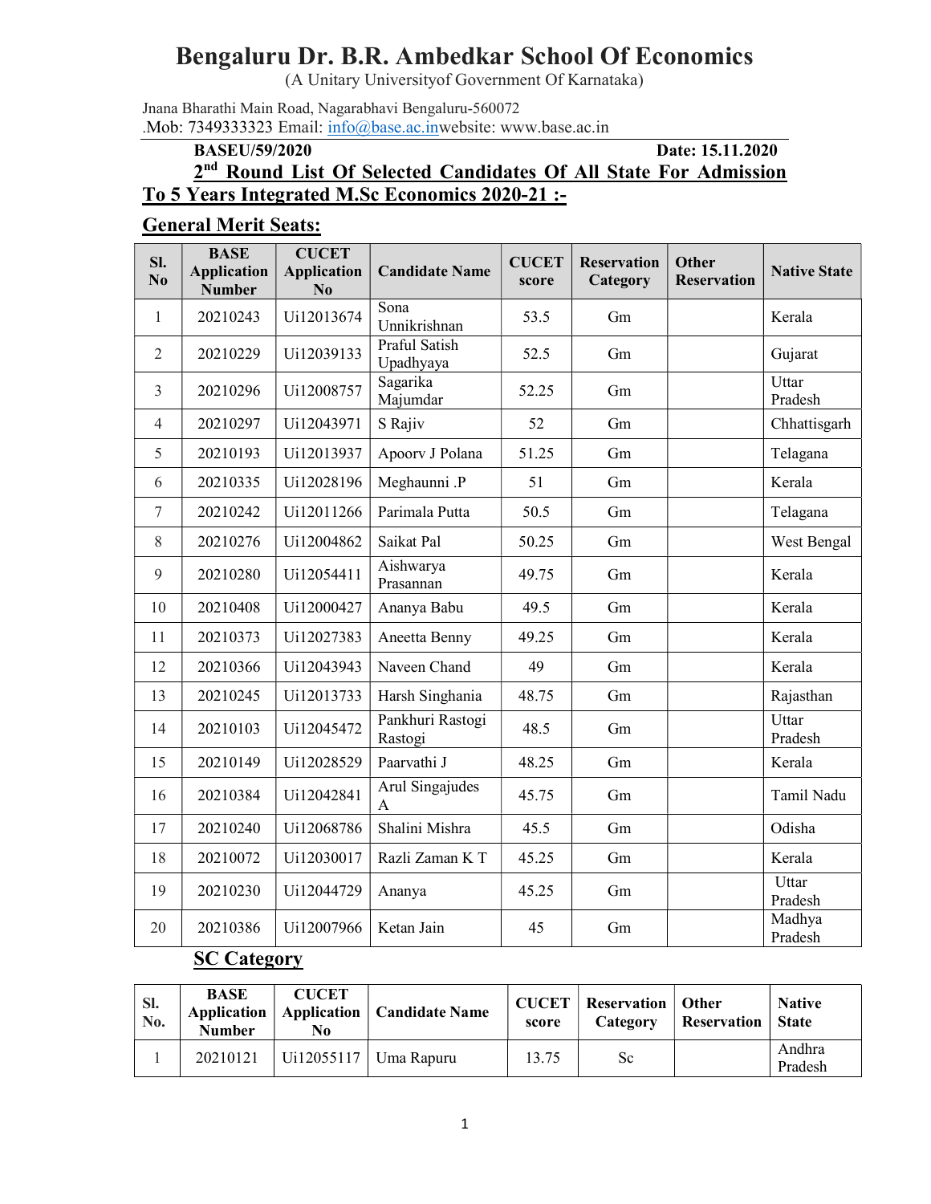# Bengaluru Dr. B.R. Ambedkar School Of Economics

(A Unitary Universityof Government Of Karnataka)

Jnana Bharathi Main Road, Nagarabhavi Bengaluru-560072
.Mob: 7349333323 Email: info@base.ac.inwebsite: www.base.ac.in

**BASEU/59/2020** **Date: 15.11.2020**

## 2nd Round List Of Selected Candidates Of All State For Admission To 5 Years Integrated M.Sc Economics 2020-21 :-

### General Merit Seats:

| Sl. No | BASE Application Number | CUCET Application No | Candidate Name | CUCET score | Reservation Category | Other Reservation | Native State |
|---|---|---|---|---|---|---|---|
| 1 | 20210243 | Ui12013674 | Sona Unnikrishnan | 53.5 | Gm | | Kerala |
| 2 | 20210229 | Ui12039133 | Praful Satish Upadhyaya | 52.5 | Gm | | Gujarat |
| 3 | 20210296 | Ui12008757 | Sagarika Majumdar | 52.25 | Gm | | Uttar Pradesh |
| 4 | 20210297 | Ui12043971 | S Rajiv | 52 | Gm | | Chhattisgarh |
| 5 | 20210193 | Ui12013937 | Apoorv J Polana | 51.25 | Gm | | Telagana |
| 6 | 20210335 | Ui12028196 | Meghaunni .P | 51 | Gm | | Kerala |
| 7 | 20210242 | Ui12011266 | Parimala Putta | 50.5 | Gm | | Telagana |
| 8 | 20210276 | Ui12004862 | Saikat Pal | 50.25 | Gm | | West Bengal |
| 9 | 20210280 | Ui12054411 | Aishwarya Prasannan | 49.75 | Gm | | Kerala |
| 10 | 20210408 | Ui12000427 | Ananya Babu | 49.5 | Gm | | Kerala |
| 11 | 20210373 | Ui12027383 | Aneetta Benny | 49.25 | Gm | | Kerala |
| 12 | 20210366 | Ui12043943 | Naveen Chand | 49 | Gm | | Kerala |
| 13 | 20210245 | Ui12013733 | Harsh Singhania | 48.75 | Gm | | Rajasthan |
| 14 | 20210103 | Ui12045472 | Pankhuri Rastogi Rastogi | 48.5 | Gm | | Uttar Pradesh |
| 15 | 20210149 | Ui12028529 | Paarvathi J | 48.25 | Gm | | Kerala |
| 16 | 20210384 | Ui12042841 | Arul Singajudes A | 45.75 | Gm | | Tamil Nadu |
| 17 | 20210240 | Ui12068786 | Shalini Mishra | 45.5 | Gm | | Odisha |
| 18 | 20210072 | Ui12030017 | Razli Zaman K T | 45.25 | Gm | | Kerala |
| 19 | 20210230 | Ui12044729 | Ananya | 45.25 | Gm | | Uttar Pradesh |
| 20 | 20210386 | Ui12007966 | Ketan Jain | 45 | Gm | | Madhya Pradesh |

### SC Category

| Sl. No. | BASE Application Number | CUCET Application No | Candidate Name | CUCET score | Reservation Category | Other Reservation | Native State |
|---|---|---|---|---|---|---|---|
| 1 | 20210121 | Ui12055117 | Uma Rapuru | 13.75 | Sc | | Andhra Pradesh |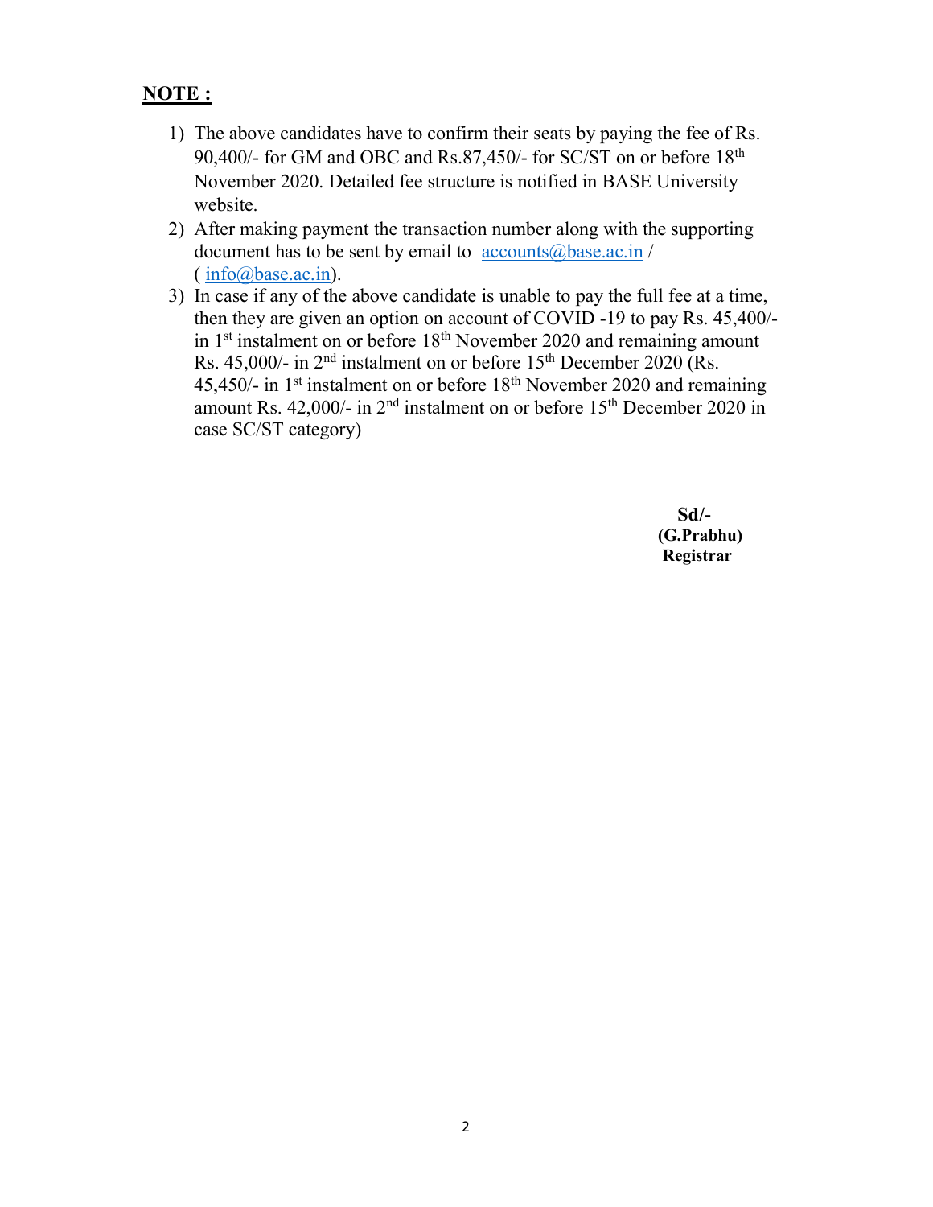**NOTE :**

1) The above candidates have to confirm their seats by paying the fee of Rs. 90,400/- for GM and OBC and Rs.87,450/- for SC/ST on or before 18th November 2020. Detailed fee structure is notified in BASE University website.
2) After making payment the transaction number along with the supporting document has to be sent by email to accounts@base.ac.in / ( info@base.ac.in).
3) In case if any of the above candidate is unable to pay the full fee at a time, then they are given an option on account of COVID -19 to pay Rs. 45,400/- in 1st instalment on or before 18th November 2020 and remaining amount Rs. 45,000/- in 2nd instalment on or before 15th December 2020 (Rs. 45,450/- in 1st instalment on or before 18th November 2020 and remaining amount Rs. 42,000/- in 2nd instalment on or before 15th December 2020 in case SC/ST category)

**Sd/-**
**(G.Prabhu)**
**Registrar**